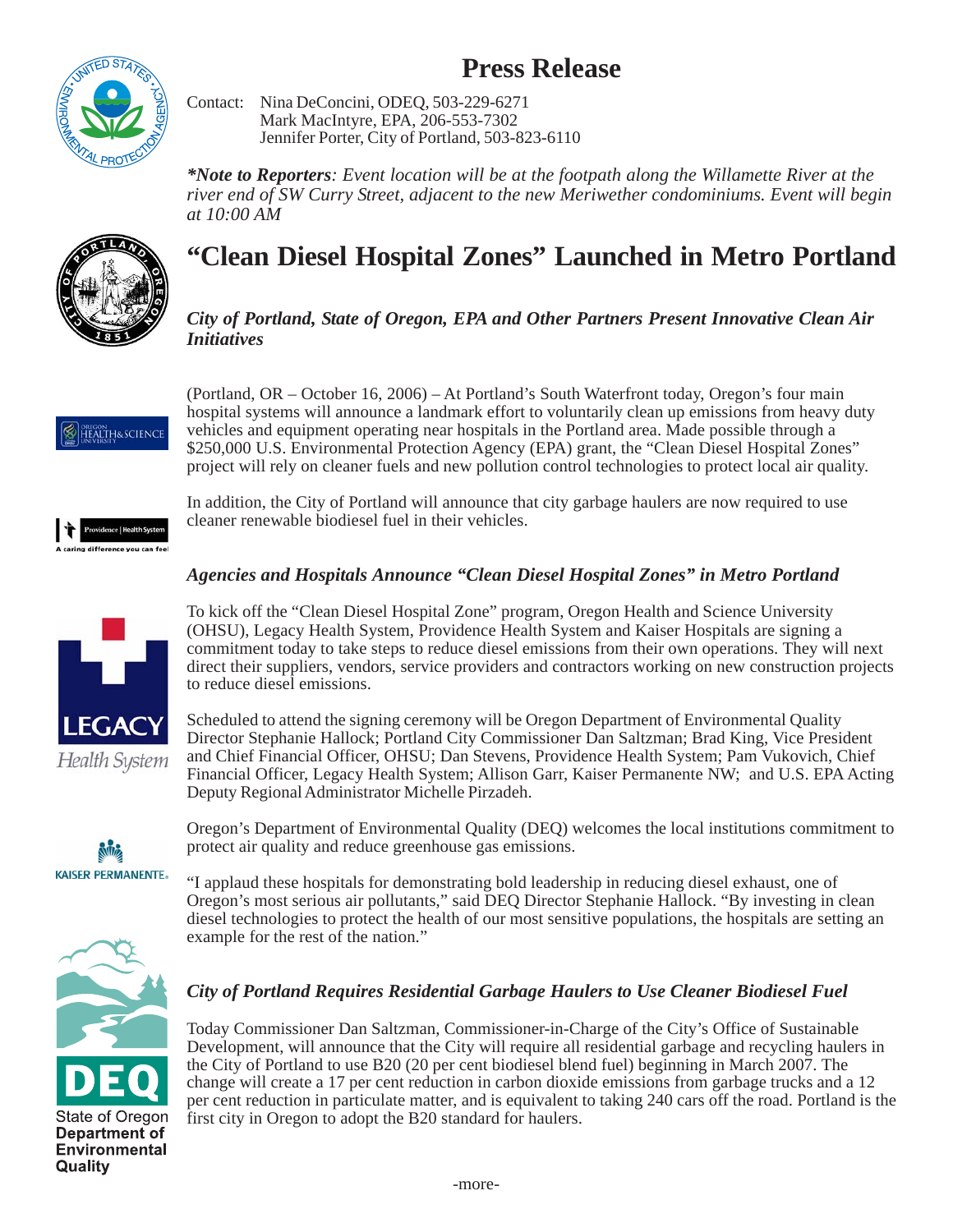# Press Release

Contact: Nina DeConcini, ODEQ, 503-229-6271
Mark MacIntyre, EPA, 206-553-7302
Jennifer Porter, City of Portland, 503-823-6110

***Note to Reporters**: Event location will be at the footpath along the Willamette River at the river end of SW Curry Street, adjacent to the new Meriwether condominiums. Event will begin at 10:00 AM*

# "Clean Diesel Hospital Zones" Launched in Metro Portland

### *City of Portland, State of Oregon, EPA and Other Partners Present Innovative Clean Air Initiatives*

(Portland, OR – October 16, 2006) – At Portland's South Waterfront today, Oregon's four main hospital systems will announce a landmark effort to voluntarily clean up emissions from heavy duty vehicles and equipment operating near hospitals in the Portland area. Made possible through a $250,000 U.S. Environmental Protection Agency (EPA) grant, the "Clean Diesel Hospital Zones" project will rely on cleaner fuels and new pollution control technologies to protect local air quality.

In addition, the City of Portland will announce that city garbage haulers are now required to use cleaner renewable biodiesel fuel in their vehicles.

### *Agencies and Hospitals Announce "Clean Diesel Hospital Zones" in Metro Portland*

To kick off the "Clean Diesel Hospital Zone" program, Oregon Health and Science University (OHSU), Legacy Health System, Providence Health System and Kaiser Hospitals are signing a commitment today to take steps to reduce diesel emissions from their own operations. They will next direct their suppliers, vendors, service providers and contractors working on new construction projects to reduce diesel emissions.

Scheduled to attend the signing ceremony will be Oregon Department of Environmental Quality Director Stephanie Hallock; Portland City Commissioner Dan Saltzman; Brad King, Vice President and Chief Financial Officer, OHSU; Dan Stevens, Providence Health System; Pam Vukovich, Chief Financial Officer, Legacy Health System; Allison Garr, Kaiser Permanente NW; and U.S. EPA Acting Deputy Regional Administrator Michelle Pirzadeh.

Oregon's Department of Environmental Quality (DEQ) welcomes the local institutions commitment to protect air quality and reduce greenhouse gas emissions.

"I applaud these hospitals for demonstrating bold leadership in reducing diesel exhaust, one of Oregon's most serious air pollutants," said DEQ Director Stephanie Hallock. "By investing in clean diesel technologies to protect the health of our most sensitive populations, the hospitals are setting an example for the rest of the nation."

### *City of Portland Requires Residential Garbage Haulers to Use Cleaner Biodiesel Fuel*

Today Commissioner Dan Saltzman, Commissioner-in-Charge of the City's Office of Sustainable Development, will announce that the City will require all residential garbage and recycling haulers in the City of Portland to use B20 (20 per cent biodiesel blend fuel) beginning in March 2007. The change will create a 17 per cent reduction in carbon dioxide emissions from garbage trucks and a 12 per cent reduction in particulate matter, and is equivalent to taking 240 cars off the road. Portland is the first city in Oregon to adopt the B20 standard for haulers.

-more-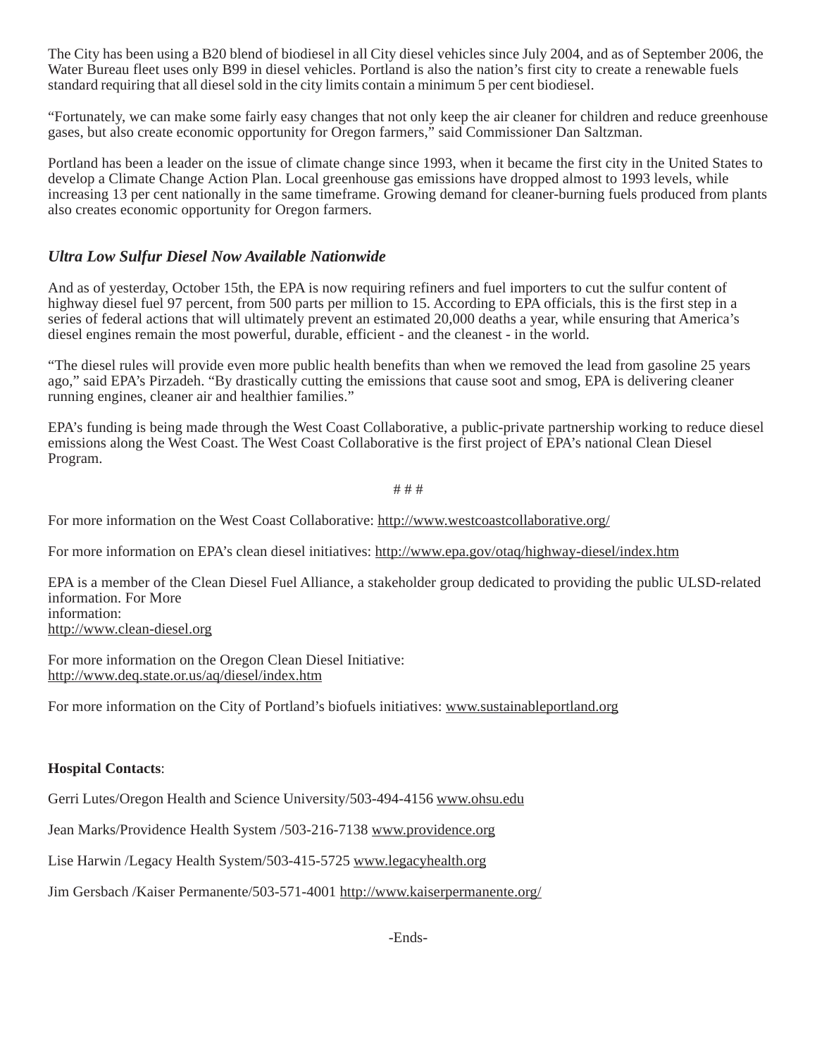The City has been using a B20 blend of biodiesel in all City diesel vehicles since July 2004, and as of September 2006, the Water Bureau fleet uses only B99 in diesel vehicles. Portland is also the nation's first city to create a renewable fuels standard requiring that all diesel sold in the city limits contain a minimum 5 per cent biodiesel.

"Fortunately, we can make some fairly easy changes that not only keep the air cleaner for children and reduce greenhouse gases, but also create economic opportunity for Oregon farmers," said Commissioner Dan Saltzman.

Portland has been a leader on the issue of climate change since 1993, when it became the first city in the United States to develop a Climate Change Action Plan. Local greenhouse gas emissions have dropped almost to 1993 levels, while increasing 13 per cent nationally in the same timeframe. Growing demand for cleaner-burning fuels produced from plants also creates economic opportunity for Oregon farmers.

### *Ultra Low Sulfur Diesel Now Available Nationwide*

And as of yesterday, October 15th, the EPA is now requiring refiners and fuel importers to cut the sulfur content of highway diesel fuel 97 percent, from 500 parts per million to 15. According to EPA officials, this is the first step in a series of federal actions that will ultimately prevent an estimated 20,000 deaths a year, while ensuring that America's diesel engines remain the most powerful, durable, efficient - and the cleanest - in the world.

"The diesel rules will provide even more public health benefits than when we removed the lead from gasoline 25 years ago," said EPA's Pirzadeh. "By drastically cutting the emissions that cause soot and smog, EPA is delivering cleaner running engines, cleaner air and healthier families."

EPA's funding is being made through the West Coast Collaborative, a public-private partnership working to reduce diesel emissions along the West Coast. The West Coast Collaborative is the first project of EPA's national Clean Diesel Program.

# # #

For more information on the West Coast Collaborative: http://www.westcoastcollaborative.org/

For more information on EPA's clean diesel initiatives: http://www.epa.gov/otaq/highway-diesel/index.htm

EPA is a member of the Clean Diesel Fuel Alliance, a stakeholder group dedicated to providing the public ULSD-related information. For More
information:
http://www.clean-diesel.org

For more information on the Oregon Clean Diesel Initiative:
http://www.deq.state.or.us/aq/diesel/index.htm

For more information on the City of Portland's biofuels initiatives: www.sustainableportland.org

**Hospital Contacts**:

Gerri Lutes/Oregon Health and Science University/503-494-4156 www.ohsu.edu

Jean Marks/Providence Health System /503-216-7138 www.providence.org

Lise Harwin /Legacy Health System/503-415-5725 www.legacyhealth.org

Jim Gersbach /Kaiser Permanente/503-571-4001 http://www.kaiserpermanente.org/

-Ends-